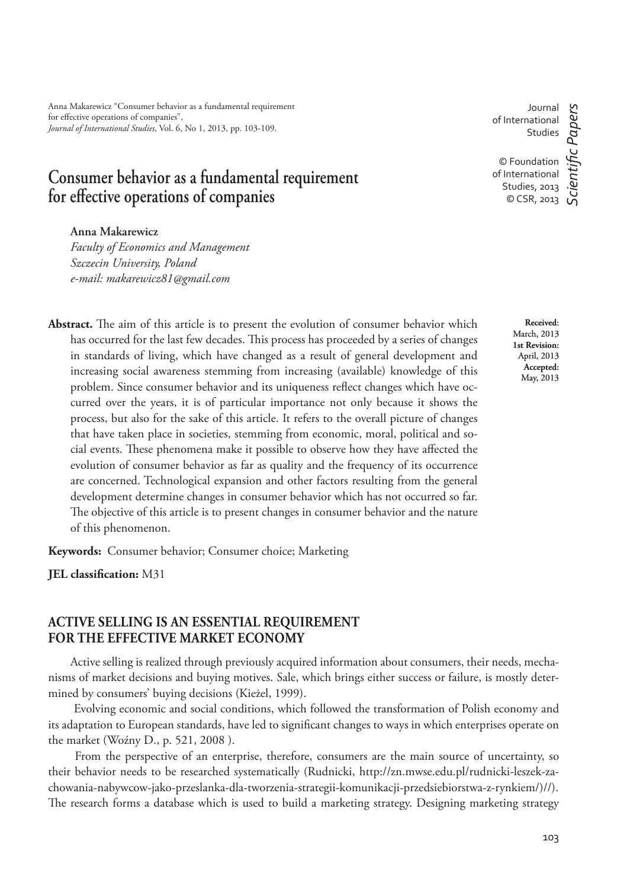Anna Makarewicz "Consumer behavior as a fundamental requirement for effective operations of companies", *Journal of International Studies*, Vol. 6, No 1, 2013, pp. 103-109.

Journal of International Studies

© Foundation of International Studies, 2013
© CSR, 2013

*Scientific Papers*

# Consumer behavior as a fundamental requirement for effective operations of companies

**Anna Makarewicz**
*Faculty of Economics and Management*
*Szczecin University, Poland*
*e-mail: makarewicz81@gmail.com*

**Received**: March, 2013
**1st Revision:** April, 2013
**Accepted:** May, 2013

**Abstract.** The aim of this article is to present the evolution of consumer behavior which has occurred for the last few decades. This process has proceeded by a series of changes in standards of living, which have changed as a result of general development and increasing social awareness stemming from increasing (available) knowledge of this problem. Since consumer behavior and its uniqueness reflect changes which have occurred over the years, it is of particular importance not only because it shows the process, but also for the sake of this article. It refers to the overall picture of changes that have taken place in societies, stemming from economic, moral, political and social events. These phenomena make it possible to observe how they have affected the evolution of consumer behavior as far as quality and the frequency of its occurrence are concerned. Technological expansion and other factors resulting from the general development determine changes in consumer behavior which has not occurred so far. The objective of this article is to present changes in consumer behavior and the nature of this phenomenon.

**Keywords:** Consumer behavior; Consumer choice; Marketing

**JEL classification:** M31

## ACTIVE SELLING IS AN ESSENTIAL REQUIREMENT FOR THE EFFECTIVE MARKET ECONOMY

Active selling is realized through previously acquired information about consumers, their needs, mechanisms of market decisions and buying motives. Sale, which brings either success or failure, is mostly determined by consumers' buying decisions (Kieżel, 1999).

Evolving economic and social conditions, which followed the transformation of Polish economy and its adaptation to European standards, have led to significant changes to ways in which enterprises operate on the market (Woźny D., p. 521, 2008 ).

From the perspective of an enterprise, therefore, consumers are the main source of uncertainty, so their behavior needs to be researched systematically (Rudnicki, http://zn.mwse.edu.pl/rudnicki-leszek-zachowania-nabywcow-jako-przeslanka-dla-tworzenia-strategii-komunikacji-przedsiebiorstwa-z-rynkiem/)//). The research forms a database which is used to build a marketing strategy. Designing marketing strategy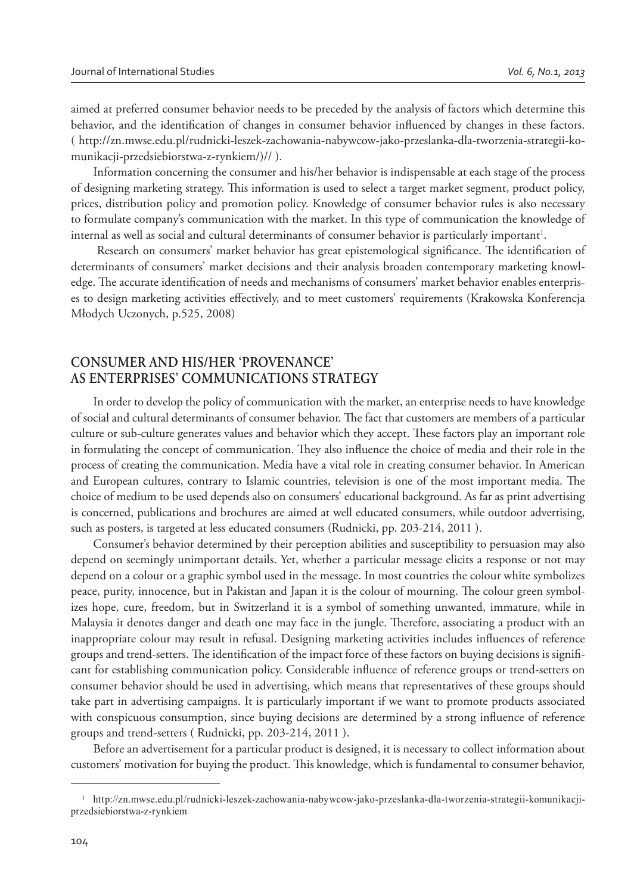aimed at preferred consumer behavior needs to be preceded by the analysis of factors which determine this behavior, and the identification of changes in consumer behavior influenced by changes in these factors. ( http://zn.mwse.edu.pl/rudnicki-leszek-zachowania-nabywcow-jako-przeslanka-dla-tworzenia-strategii-komunikacji-przedsiebiorstwa-z-rynkiem/)// ).

Information concerning the consumer and his/her behavior is indispensable at each stage of the process of designing marketing strategy. This information is used to select a target market segment, product policy, prices, distribution policy and promotion policy. Knowledge of consumer behavior rules is also necessary to formulate company's communication with the market. In this type of communication the knowledge of internal as well as social and cultural determinants of consumer behavior is particularly important[1].

Research on consumers' market behavior has great epistemological significance. The identification of determinants of consumers' market decisions and their analysis broaden contemporary marketing knowledge. The accurate identification of needs and mechanisms of consumers' market behavior enables enterprises to design marketing activities effectively, and to meet customers' requirements (Krakowska Konferencja Młodych Uczonych, p.525, 2008)

## CONSUMER AND HIS/HER 'PROVENANCE' AS ENTERPRISES' COMMUNICATIONS STRATEGY

In order to develop the policy of communication with the market, an enterprise needs to have knowledge of social and cultural determinants of consumer behavior. The fact that customers are members of a particular culture or sub-culture generates values and behavior which they accept. These factors play an important role in formulating the concept of communication. They also influence the choice of media and their role in the process of creating the communication. Media have a vital role in creating consumer behavior. In American and European cultures, contrary to Islamic countries, television is one of the most important media. The choice of medium to be used depends also on consumers' educational background. As far as print advertising is concerned, publications and brochures are aimed at well educated consumers, while outdoor advertising, such as posters, is targeted at less educated consumers (Rudnicki, pp. 203-214, 2011 ).

Consumer's behavior determined by their perception abilities and susceptibility to persuasion may also depend on seemingly unimportant details. Yet, whether a particular message elicits a response or not may depend on a colour or a graphic symbol used in the message. In most countries the colour white symbolizes peace, purity, innocence, but in Pakistan and Japan it is the colour of mourning. The colour green symbolizes hope, cure, freedom, but in Switzerland it is a symbol of something unwanted, immature, while in Malaysia it denotes danger and death one may face in the jungle. Therefore, associating a product with an inappropriate colour may result in refusal. Designing marketing activities includes influences of reference groups and trend-setters. The identification of the impact force of these factors on buying decisions is significant for establishing communication policy. Considerable influence of reference groups or trend-setters on consumer behavior should be used in advertising, which means that representatives of these groups should take part in advertising campaigns. It is particularly important if we want to promote products associated with conspicuous consumption, since buying decisions are determined by a strong influence of reference groups and trend-setters ( Rudnicki, pp. 203-214, 2011 ).

Before an advertisement for a particular product is designed, it is necessary to collect information about customers' motivation for buying the product. This knowledge, which is fundamental to consumer behavior,

[1] http://zn.mwse.edu.pl/rudnicki-leszek-zachowania-nabywcow-jako-przeslanka-dla-tworzenia-strategii-komunikacji-przedsiebiorstwa-z-rynkiem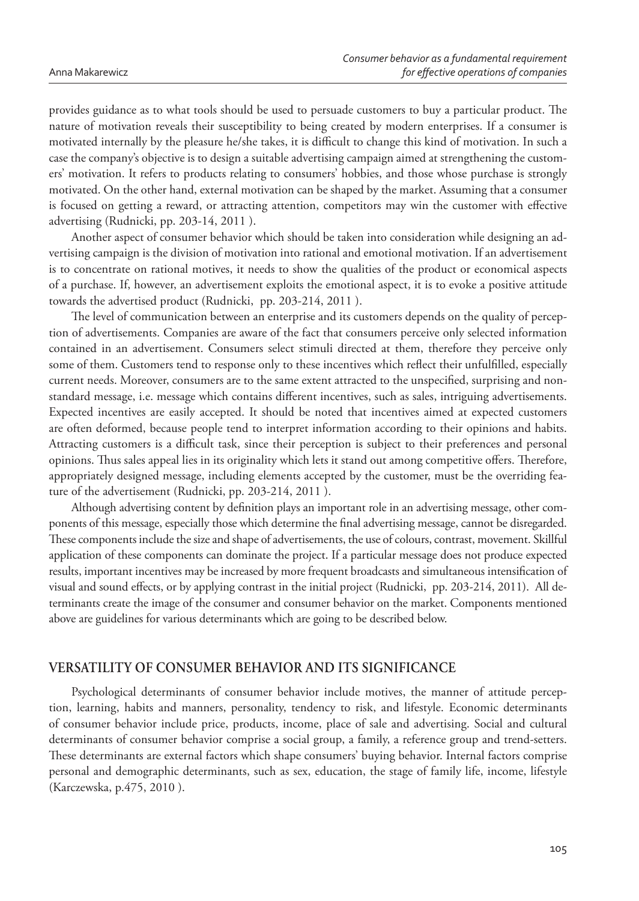provides guidance as to what tools should be used to persuade customers to buy a particular product. The nature of motivation reveals their susceptibility to being created by modern enterprises. If a consumer is motivated internally by the pleasure he/she takes, it is difficult to change this kind of motivation. In such a case the company's objective is to design a suitable advertising campaign aimed at strengthening the customers' motivation. It refers to products relating to consumers' hobbies, and those whose purchase is strongly motivated. On the other hand, external motivation can be shaped by the market. Assuming that a consumer is focused on getting a reward, or attracting attention, competitors may win the customer with effective advertising (Rudnicki, pp. 203-14, 2011 ).

Another aspect of consumer behavior which should be taken into consideration while designing an advertising campaign is the division of motivation into rational and emotional motivation. If an advertisement is to concentrate on rational motives, it needs to show the qualities of the product or economical aspects of a purchase. If, however, an advertisement exploits the emotional aspect, it is to evoke a positive attitude towards the advertised product (Rudnicki, pp. 203-214, 2011 ).

The level of communication between an enterprise and its customers depends on the quality of perception of advertisements. Companies are aware of the fact that consumers perceive only selected information contained in an advertisement. Consumers select stimuli directed at them, therefore they perceive only some of them. Customers tend to response only to these incentives which reflect their unfulfilled, especially current needs. Moreover, consumers are to the same extent attracted to the unspecified, surprising and non-standard message, i.e. message which contains different incentives, such as sales, intriguing advertisements. Expected incentives are easily accepted. It should be noted that incentives aimed at expected customers are often deformed, because people tend to interpret information according to their opinions and habits. Attracting customers is a difficult task, since their perception is subject to their preferences and personal opinions. Thus sales appeal lies in its originality which lets it stand out among competitive offers. Therefore, appropriately designed message, including elements accepted by the customer, must be the overriding feature of the advertisement (Rudnicki, pp. 203-214, 2011 ).

Although advertising content by definition plays an important role in an advertising message, other components of this message, especially those which determine the final advertising message, cannot be disregarded. These components include the size and shape of advertisements, the use of colours, contrast, movement. Skillful application of these components can dominate the project. If a particular message does not produce expected results, important incentives may be increased by more frequent broadcasts and simultaneous intensification of visual and sound effects, or by applying contrast in the initial project (Rudnicki, pp. 203-214, 2011). All determinants create the image of the consumer and consumer behavior on the market. Components mentioned above are guidelines for various determinants which are going to be described below.

## VERSATILITY OF CONSUMER BEHAVIOR AND ITS SIGNIFICANCE

Psychological determinants of consumer behavior include motives, the manner of attitude perception, learning, habits and manners, personality, tendency to risk, and lifestyle. Economic determinants of consumer behavior include price, products, income, place of sale and advertising. Social and cultural determinants of consumer behavior comprise a social group, a family, a reference group and trend-setters. These determinants are external factors which shape consumers' buying behavior. Internal factors comprise personal and demographic determinants, such as sex, education, the stage of family life, income, lifestyle (Karczewska, p.475, 2010 ).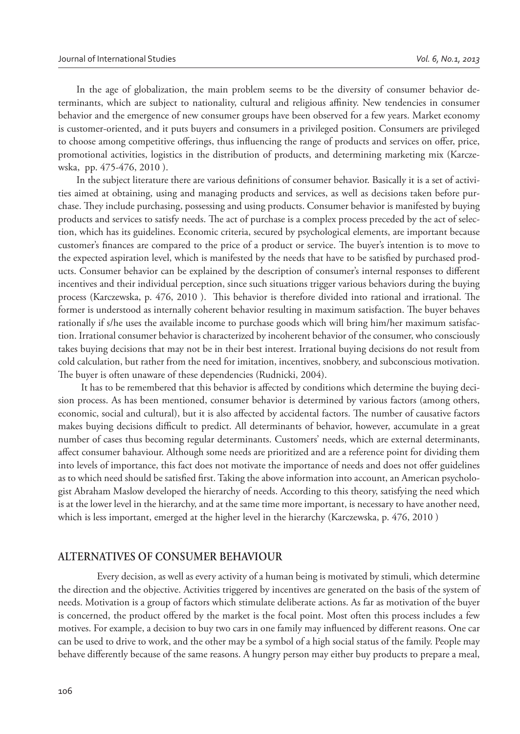In the age of globalization, the main problem seems to be the diversity of consumer behavior determinants, which are subject to nationality, cultural and religious affinity. New tendencies in consumer behavior and the emergence of new consumer groups have been observed for a few years. Market economy is customer-oriented, and it puts buyers and consumers in a privileged position. Consumers are privileged to choose among competitive offerings, thus influencing the range of products and services on offer, price, promotional activities, logistics in the distribution of products, and determining marketing mix (Karczewska, pp. 475-476, 2010 ).

In the subject literature there are various definitions of consumer behavior. Basically it is a set of activities aimed at obtaining, using and managing products and services, as well as decisions taken before purchase. They include purchasing, possessing and using products. Consumer behavior is manifested by buying products and services to satisfy needs. The act of purchase is a complex process preceded by the act of selection, which has its guidelines. Economic criteria, secured by psychological elements, are important because customer's finances are compared to the price of a product or service. The buyer's intention is to move to the expected aspiration level, which is manifested by the needs that have to be satisfied by purchased products. Consumer behavior can be explained by the description of consumer's internal responses to different incentives and their individual perception, since such situations trigger various behaviors during the buying process (Karczewska, p. 476, 2010 ). This behavior is therefore divided into rational and irrational. The former is understood as internally coherent behavior resulting in maximum satisfaction. The buyer behaves rationally if s/he uses the available income to purchase goods which will bring him/her maximum satisfaction. Irrational consumer behavior is characterized by incoherent behavior of the consumer, who consciously takes buying decisions that may not be in their best interest. Irrational buying decisions do not result from cold calculation, but rather from the need for imitation, incentives, snobbery, and subconscious motivation. The buyer is often unaware of these dependencies (Rudnicki, 2004).

It has to be remembered that this behavior is affected by conditions which determine the buying decision process. As has been mentioned, consumer behavior is determined by various factors (among others, economic, social and cultural), but it is also affected by accidental factors. The number of causative factors makes buying decisions difficult to predict. All determinants of behavior, however, accumulate in a great number of cases thus becoming regular determinants. Customers' needs, which are external determinants, affect consumer bahaviour. Although some needs are prioritized and are a reference point for dividing them into levels of importance, this fact does not motivate the importance of needs and does not offer guidelines as to which need should be satisfied first. Taking the above information into account, an American psychologist Abraham Maslow developed the hierarchy of needs. According to this theory, satisfying the need which is at the lower level in the hierarchy, and at the same time more important, is necessary to have another need, which is less important, emerged at the higher level in the hierarchy (Karczewska, p. 476, 2010 )

## ALTERNATIVES OF CONSUMER BEHAVIOUR

Every decision, as well as every activity of a human being is motivated by stimuli, which determine the direction and the objective. Activities triggered by incentives are generated on the basis of the system of needs. Motivation is a group of factors which stimulate deliberate actions. As far as motivation of the buyer is concerned, the product offered by the market is the focal point. Most often this process includes a few motives. For example, a decision to buy two cars in one family may influenced by different reasons. One car can be used to drive to work, and the other may be a symbol of a high social status of the family. People may behave differently because of the same reasons. A hungry person may either buy products to prepare a meal,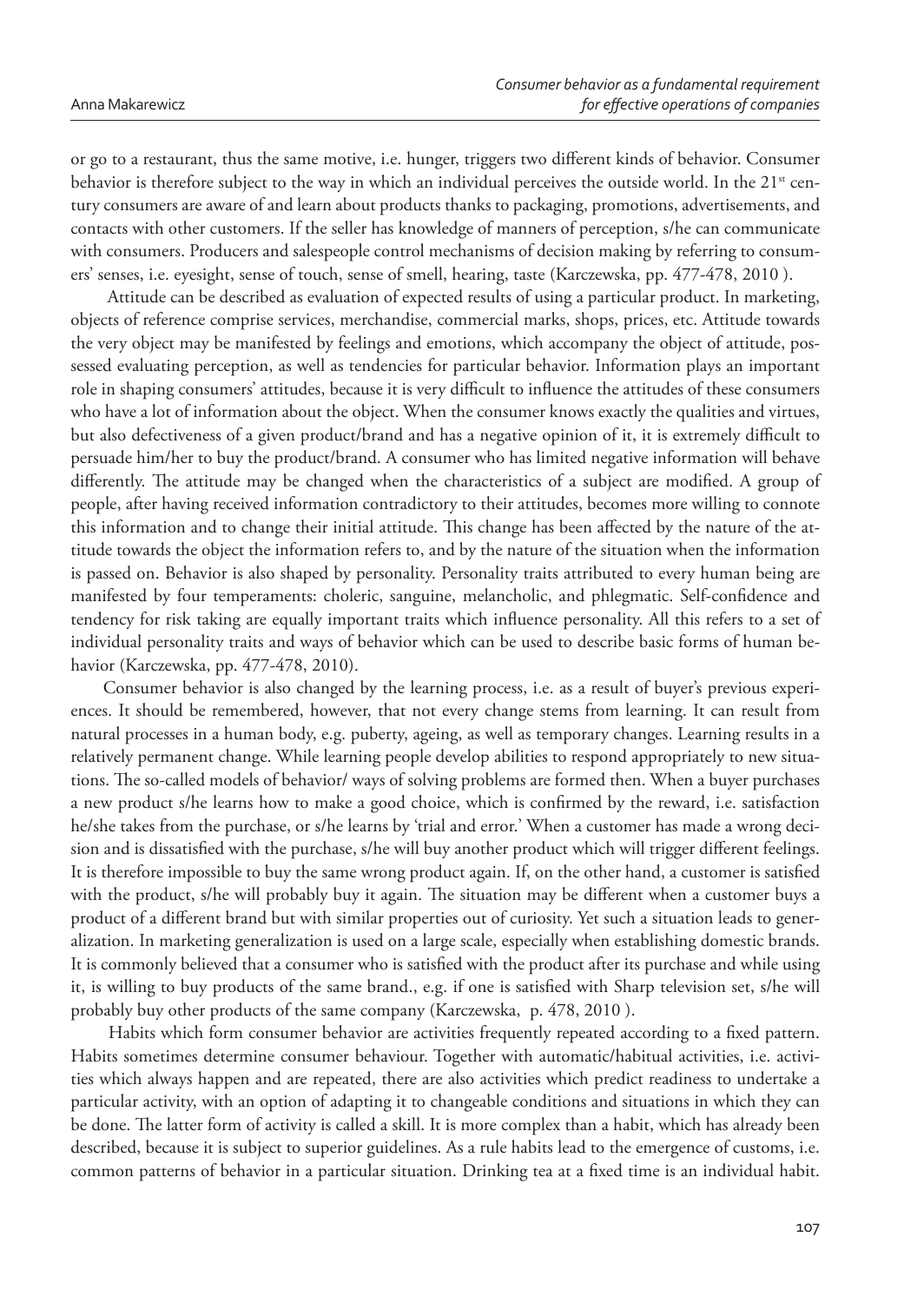or go to a restaurant, thus the same motive, i.e. hunger, triggers two different kinds of behavior. Consumer behavior is therefore subject to the way in which an individual perceives the outside world. In the 21st century consumers are aware of and learn about products thanks to packaging, promotions, advertisements, and contacts with other customers. If the seller has knowledge of manners of perception, s/he can communicate with consumers. Producers and salespeople control mechanisms of decision making by referring to consumers' senses, i.e. eyesight, sense of touch, sense of smell, hearing, taste (Karczewska, pp. 477-478, 2010 ).

Attitude can be described as evaluation of expected results of using a particular product. In marketing, objects of reference comprise services, merchandise, commercial marks, shops, prices, etc. Attitude towards the very object may be manifested by feelings and emotions, which accompany the object of attitude, possessed evaluating perception, as well as tendencies for particular behavior. Information plays an important role in shaping consumers' attitudes, because it is very difficult to influence the attitudes of these consumers who have a lot of information about the object. When the consumer knows exactly the qualities and virtues, but also defectiveness of a given product/brand and has a negative opinion of it, it is extremely difficult to persuade him/her to buy the product/brand. A consumer who has limited negative information will behave differently. The attitude may be changed when the characteristics of a subject are modified. A group of people, after having received information contradictory to their attitudes, becomes more willing to connote this information and to change their initial attitude. This change has been affected by the nature of the attitude towards the object the information refers to, and by the nature of the situation when the information is passed on. Behavior is also shaped by personality. Personality traits attributed to every human being are manifested by four temperaments: choleric, sanguine, melancholic, and phlegmatic. Self-confidence and tendency for risk taking are equally important traits which influence personality. All this refers to a set of individual personality traits and ways of behavior which can be used to describe basic forms of human behavior (Karczewska, pp. 477-478, 2010).

Consumer behavior is also changed by the learning process, i.e. as a result of buyer's previous experiences. It should be remembered, however, that not every change stems from learning. It can result from natural processes in a human body, e.g. puberty, ageing, as well as temporary changes. Learning results in a relatively permanent change. While learning people develop abilities to respond appropriately to new situations. The so-called models of behavior/ ways of solving problems are formed then. When a buyer purchases a new product s/he learns how to make a good choice, which is confirmed by the reward, i.e. satisfaction he/she takes from the purchase, or s/he learns by 'trial and error.' When a customer has made a wrong decision and is dissatisfied with the purchase, s/he will buy another product which will trigger different feelings. It is therefore impossible to buy the same wrong product again. If, on the other hand, a customer is satisfied with the product, s/he will probably buy it again. The situation may be different when a customer buys a product of a different brand but with similar properties out of curiosity. Yet such a situation leads to generalization. In marketing generalization is used on a large scale, especially when establishing domestic brands. It is commonly believed that a consumer who is satisfied with the product after its purchase and while using it, is willing to buy products of the same brand., e.g. if one is satisfied with Sharp television set, s/he will probably buy other products of the same company (Karczewska, p. 478, 2010 ).

Habits which form consumer behavior are activities frequently repeated according to a fixed pattern. Habits sometimes determine consumer behaviour. Together with automatic/habitual activities, i.e. activities which always happen and are repeated, there are also activities which predict readiness to undertake a particular activity, with an option of adapting it to changeable conditions and situations in which they can be done. The latter form of activity is called a skill. It is more complex than a habit, which has already been described, because it is subject to superior guidelines. As a rule habits lead to the emergence of customs, i.e. common patterns of behavior in a particular situation. Drinking tea at a fixed time is an individual habit.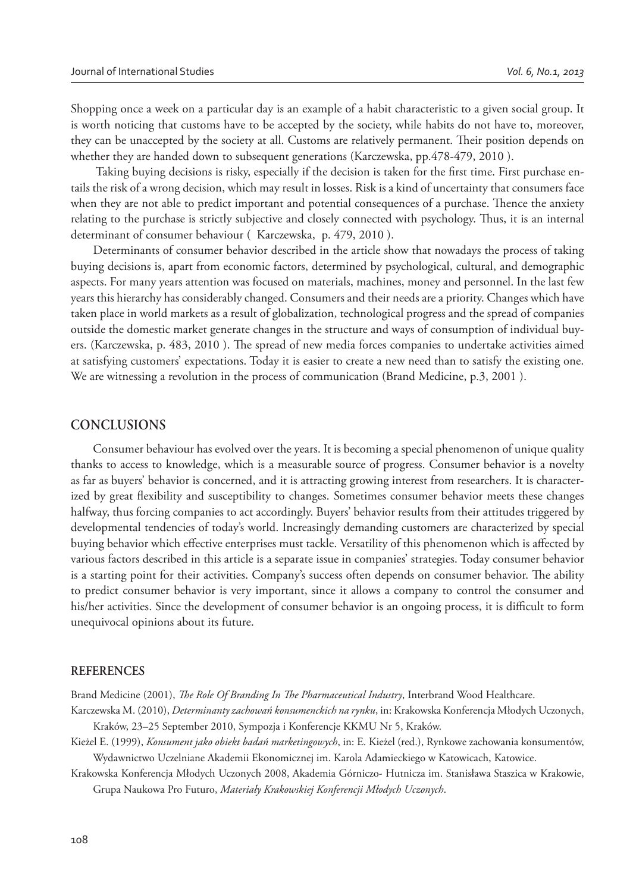Shopping once a week on a particular day is an example of a habit characteristic to a given social group. It is worth noticing that customs have to be accepted by the society, while habits do not have to, moreover, they can be unaccepted by the society at all. Customs are relatively permanent. Their position depends on whether they are handed down to subsequent generations (Karczewska, pp.478-479, 2010 ).

Taking buying decisions is risky, especially if the decision is taken for the first time. First purchase entails the risk of a wrong decision, which may result in losses. Risk is a kind of uncertainty that consumers face when they are not able to predict important and potential consequences of a purchase. Thence the anxiety relating to the purchase is strictly subjective and closely connected with psychology. Thus, it is an internal determinant of consumer behaviour ( Karczewska, p. 479, 2010 ).

Determinants of consumer behavior described in the article show that nowadays the process of taking buying decisions is, apart from economic factors, determined by psychological, cultural, and demographic aspects. For many years attention was focused on materials, machines, money and personnel. In the last few years this hierarchy has considerably changed. Consumers and their needs are a priority. Changes which have taken place in world markets as a result of globalization, technological progress and the spread of companies outside the domestic market generate changes in the structure and ways of consumption of individual buyers. (Karczewska, p. 483, 2010 ). The spread of new media forces companies to undertake activities aimed at satisfying customers' expectations. Today it is easier to create a new need than to satisfy the existing one. We are witnessing a revolution in the process of communication (Brand Medicine, p.3, 2001 ).

## CONCLUSIONS

Consumer behaviour has evolved over the years. It is becoming a special phenomenon of unique quality thanks to access to knowledge, which is a measurable source of progress. Consumer behavior is a novelty as far as buyers' behavior is concerned, and it is attracting growing interest from researchers. It is characterized by great flexibility and susceptibility to changes. Sometimes consumer behavior meets these changes halfway, thus forcing companies to act accordingly. Buyers' behavior results from their attitudes triggered by developmental tendencies of today's world. Increasingly demanding customers are characterized by special buying behavior which effective enterprises must tackle. Versatility of this phenomenon which is affected by various factors described in this article is a separate issue in companies' strategies. Today consumer behavior is a starting point for their activities. Company's success often depends on consumer behavior. The ability to predict consumer behavior is very important, since it allows a company to control the consumer and his/her activities. Since the development of consumer behavior is an ongoing process, it is difficult to form unequivocal opinions about its future.

## REFERENCES

Brand Medicine (2001), *The Role Of Branding In The Pharmaceutical Industry*, Interbrand Wood Healthcare.

Karczewska M. (2010), *Determinanty zachowań konsumenckich na rynku*, in: Krakowska Konferencja Młodych Uczonych, Kraków, 23–25 September 2010, Sympozja i Konferencje KKMU Nr 5, Kraków.

Kieżel E. (1999), *Konsument jako obiekt badań marketingowych*, in: E. Kieżel (red.), Rynkowe zachowania konsumentów, Wydawnictwo Uczelniane Akademii Ekonomicznej im. Karola Adamieckiego w Katowicach, Katowice.

Krakowska Konferencja Młodych Uczonych 2008, Akademia Górniczo- Hutnicza im. Stanisława Staszica w Krakowie, Grupa Naukowa Pro Futuro, *Materiały Krakowskiej Konferencji Młodych Uczonych*.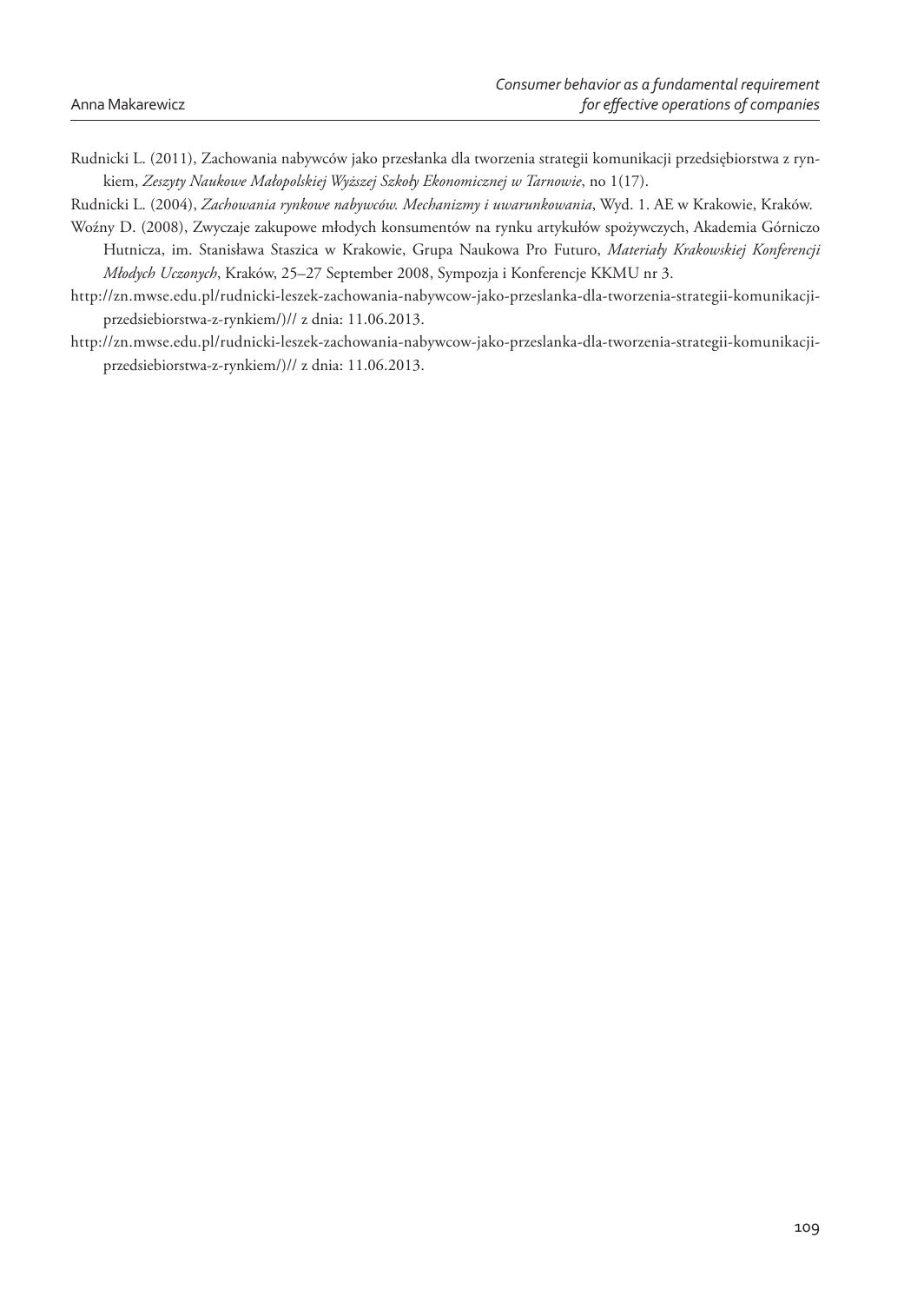Rudnicki L. (2011), Zachowania nabywców jako przesłanka dla tworzenia strategii komunikacji przedsiębiorstwa z rynkiem, *Zeszyty Naukowe Małopolskiej Wyższej Szkoły Ekonomicznej w Tarnowie*, no 1(17).

Rudnicki L. (2004), *Zachowania rynkowe nabywców. Mechanizmy i uwarunkowania*, Wyd. 1. AE w Krakowie, Kraków.

Woźny D. (2008), Zwyczaje zakupowe młodych konsumentów na rynku artykułów spożywczych, Akademia Górniczo Hutnicza, im. Stanisława Staszica w Krakowie, Grupa Naukowa Pro Futuro, *Materiały Krakowskiej Konferencji Młodych Uczonych*, Kraków, 25–27 September 2008, Sympozja i Konferencje KKMU nr 3.

http://zn.mwse.edu.pl/rudnicki-leszek-zachowania-nabywcow-jako-przeslanka-dla-tworzenia-strategii-komunikacji-przedsiebiorstwa-z-rynkiem/)// z dnia: 11.06.2013.

http://zn.mwse.edu.pl/rudnicki-leszek-zachowania-nabywcow-jako-przeslanka-dla-tworzenia-strategii-komunikacji-przedsiebiorstwa-z-rynkiem/)// z dnia: 11.06.2013.